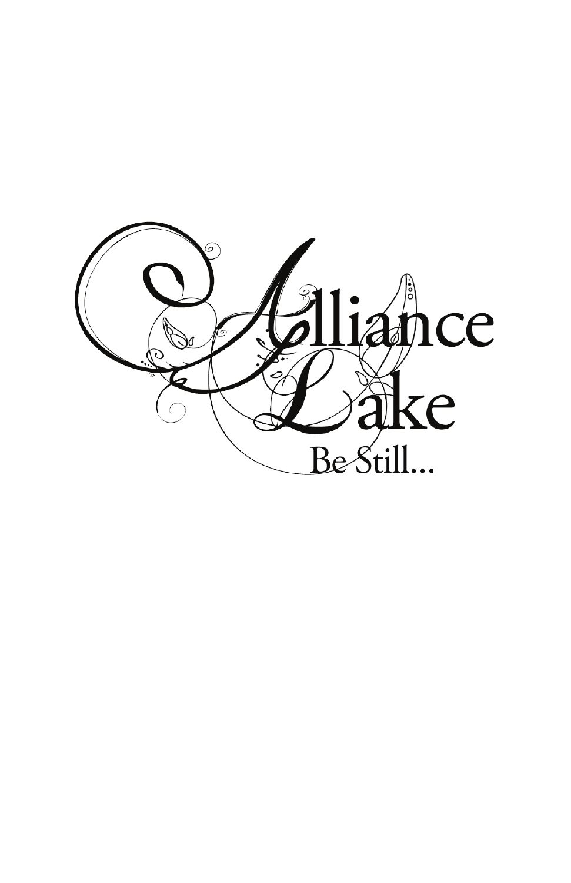# Alliance Lake

Be Still...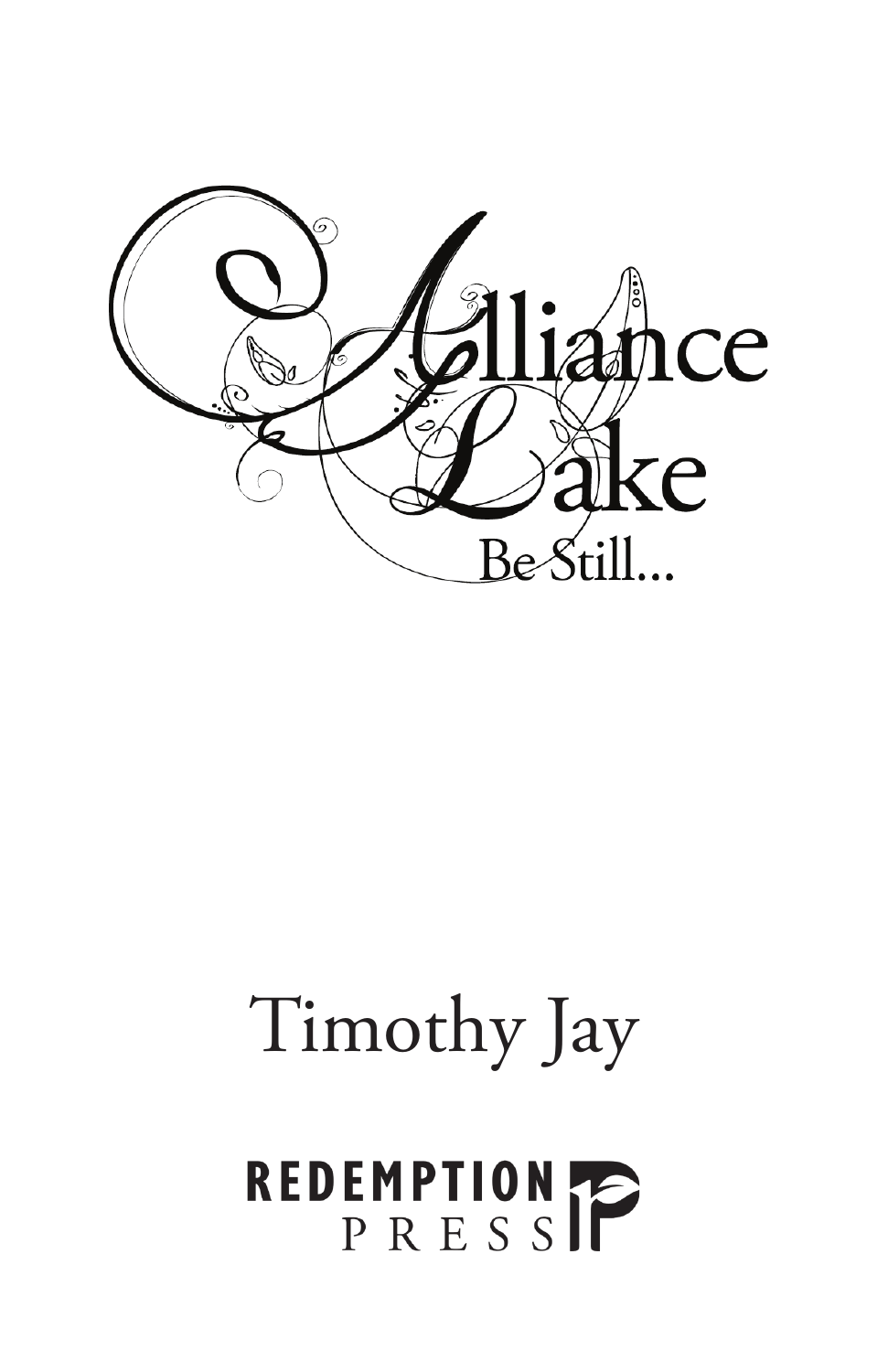# Alliance Lake

## Be Still...

Timothy Jay

REDEMPTION PRESS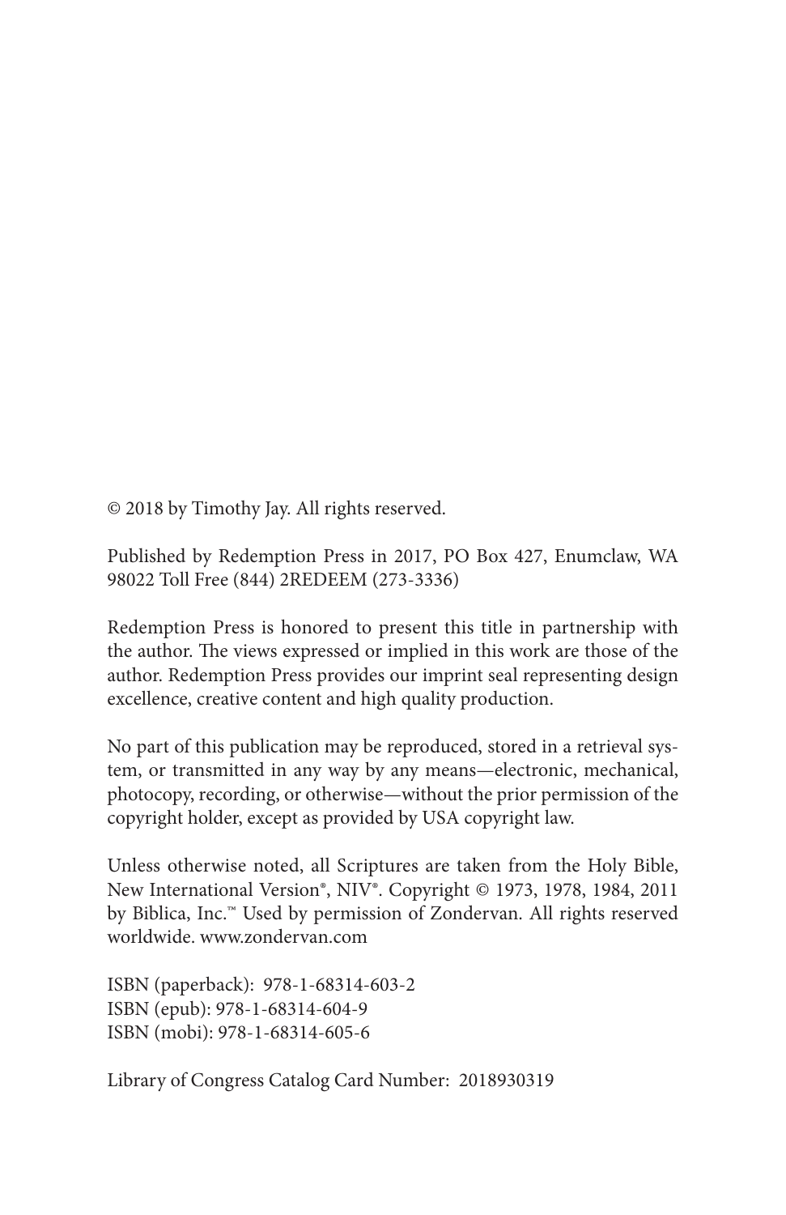© 2018 by Timothy Jay. All rights reserved.

Published by Redemption Press in 2017, PO Box 427, Enumclaw, WA 98022 Toll Free (844) 2REDEEM (273-3336)

Redemption Press is honored to present this title in partnership with the author. The views expressed or implied in this work are those of the author. Redemption Press provides our imprint seal representing design excellence, creative content and high quality production.

No part of this publication may be reproduced, stored in a retrieval system, or transmitted in any way by any means—electronic, mechanical, photocopy, recording, or otherwise—without the prior permission of the copyright holder, except as provided by USA copyright law.

Unless otherwise noted, all Scriptures are taken from the Holy Bible, New International Version®, NIV®. Copyright © 1973, 1978, 1984, 2011 by Biblica, Inc.™ Used by permission of Zondervan. All rights reserved worldwide. www.zondervan.com

ISBN (paperback): 978-1-68314-603-2
ISBN (epub): 978-1-68314-604-9
ISBN (mobi): 978-1-68314-605-6

Library of Congress Catalog Card Number: 2018930319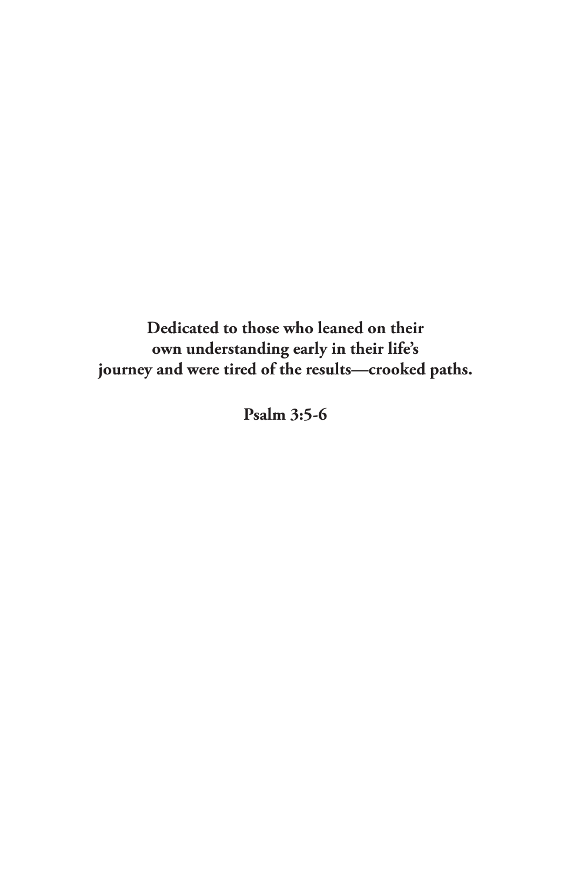**Dedicated to those who leaned on their own understanding early in their life's journey and were tired of the results—crooked paths.**

**Psalm 3:5-6**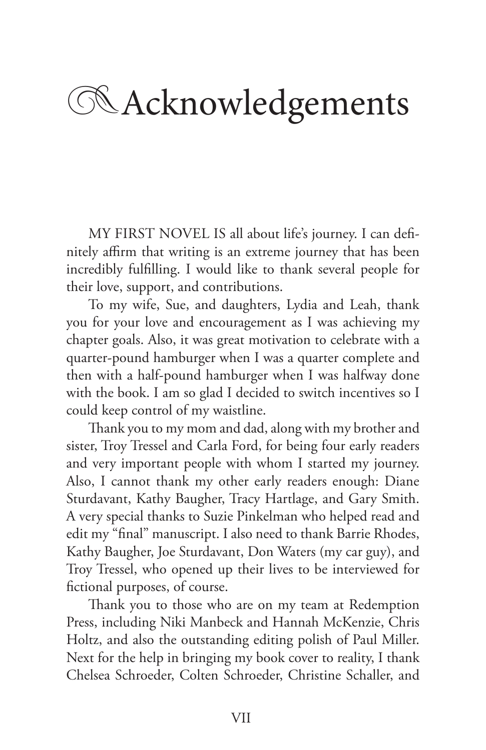# Acknowledgements

MY FIRST NOVEL IS all about life's journey. I can definitely affirm that writing is an extreme journey that has been incredibly fulfilling. I would like to thank several people for their love, support, and contributions.

To my wife, Sue, and daughters, Lydia and Leah, thank you for your love and encouragement as I was achieving my chapter goals. Also, it was great motivation to celebrate with a quarter-pound hamburger when I was a quarter complete and then with a half-pound hamburger when I was halfway done with the book. I am so glad I decided to switch incentives so I could keep control of my waistline.

Thank you to my mom and dad, along with my brother and sister, Troy Tressel and Carla Ford, for being four early readers and very important people with whom I started my journey. Also, I cannot thank my other early readers enough: Diane Sturdavant, Kathy Baugher, Tracy Hartlage, and Gary Smith. A very special thanks to Suzie Pinkelman who helped read and edit my "final" manuscript. I also need to thank Barrie Rhodes, Kathy Baugher, Joe Sturdavant, Don Waters (my car guy), and Troy Tressel, who opened up their lives to be interviewed for fictional purposes, of course.

Thank you to those who are on my team at Redemption Press, including Niki Manbeck and Hannah McKenzie, Chris Holtz, and also the outstanding editing polish of Paul Miller. Next for the help in bringing my book cover to reality, I thank Chelsea Schroeder, Colten Schroeder, Christine Schaller, and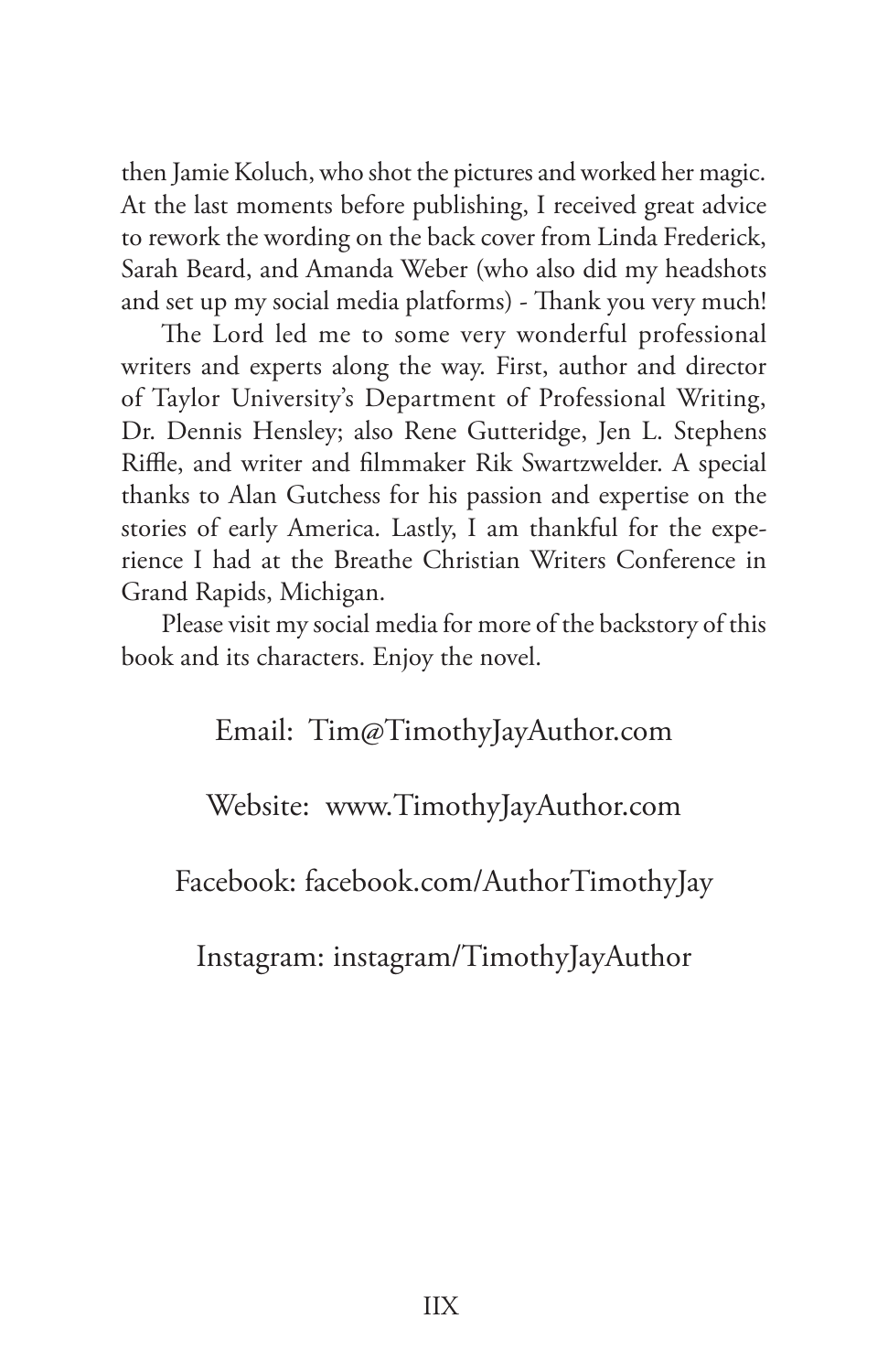then Jamie Koluch, who shot the pictures and worked her magic. At the last moments before publishing, I received great advice to rework the wording on the back cover from Linda Frederick, Sarah Beard, and Amanda Weber (who also did my headshots and set up my social media platforms) - Thank you very much!

The Lord led me to some very wonderful professional writers and experts along the way. First, author and director of Taylor University's Department of Professional Writing, Dr. Dennis Hensley; also Rene Gutteridge, Jen L. Stephens Riffle, and writer and filmmaker Rik Swartzwelder. A special thanks to Alan Gutchess for his passion and expertise on the stories of early America. Lastly, I am thankful for the experience I had at the Breathe Christian Writers Conference in Grand Rapids, Michigan.

Please visit my social media for more of the backstory of this book and its characters. Enjoy the novel.

Email: Tim@TimothyJayAuthor.com

Website: www.TimothyJayAuthor.com

Facebook: facebook.com/AuthorTimothyJay

Instagram: instagram/TimothyJayAuthor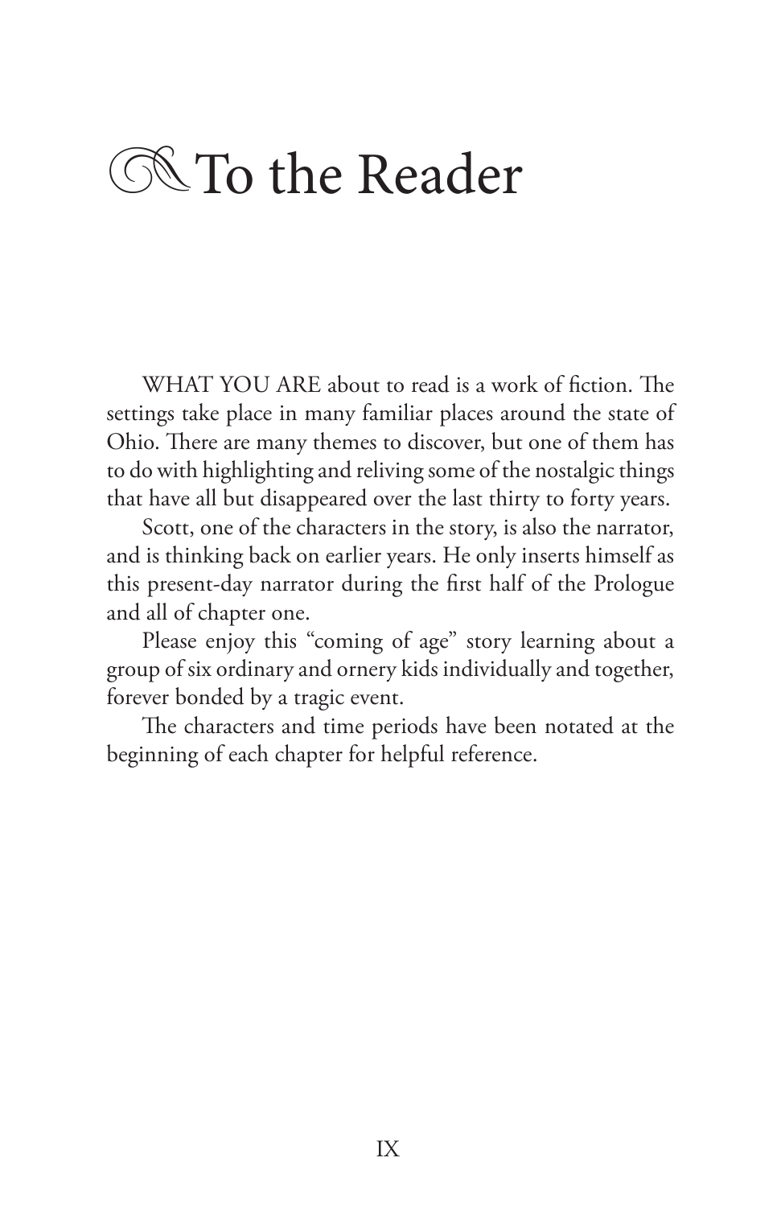# To the Reader

WHAT YOU ARE about to read is a work of fiction. The settings take place in many familiar places around the state of Ohio. There are many themes to discover, but one of them has to do with highlighting and reliving some of the nostalgic things that have all but disappeared over the last thirty to forty years.

Scott, one of the characters in the story, is also the narrator, and is thinking back on earlier years. He only inserts himself as this present-day narrator during the first half of the Prologue and all of chapter one.

Please enjoy this "coming of age" story learning about a group of six ordinary and ornery kids individually and together, forever bonded by a tragic event.

The characters and time periods have been notated at the beginning of each chapter for helpful reference.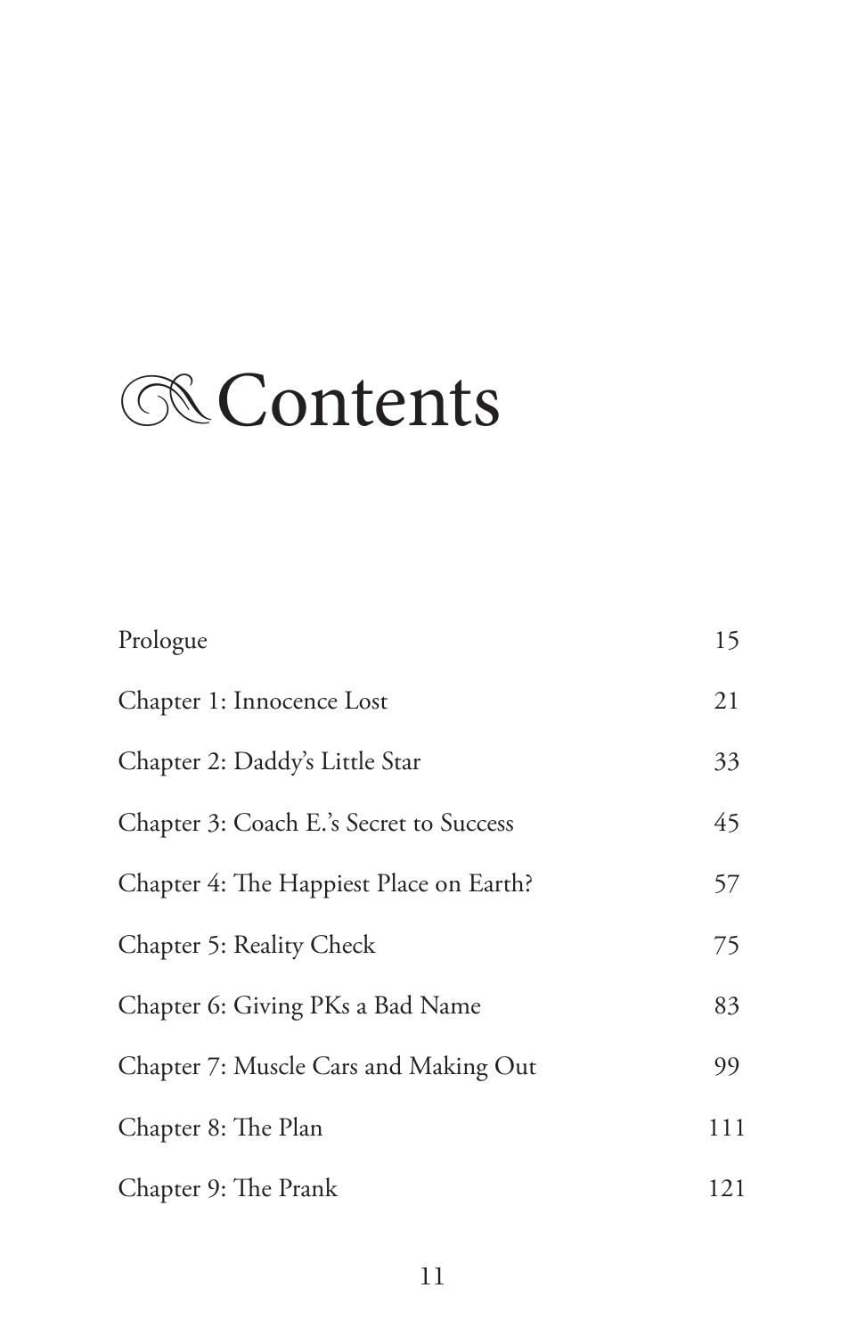# Contents

| | |
|---|---|
| Prologue | 15 |
| Chapter 1: Innocence Lost | 21 |
| Chapter 2: Daddy's Little Star | 33 |
| Chapter 3: Coach E.'s Secret to Success | 45 |
| Chapter 4: The Happiest Place on Earth? | 57 |
| Chapter 5: Reality Check | 75 |
| Chapter 6: Giving PKs a Bad Name | 83 |
| Chapter 7: Muscle Cars and Making Out | 99 |
| Chapter 8: The Plan | 111 |
| Chapter 9: The Prank | 121 |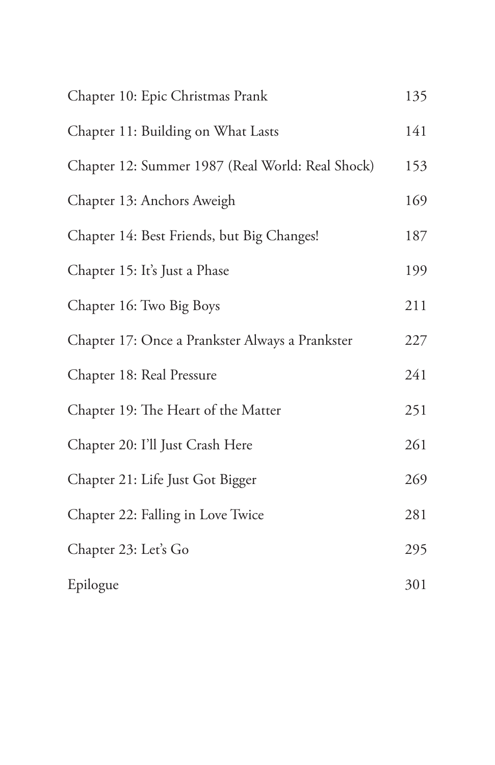| | |
|---|---|
| Chapter 10: Epic Christmas Prank | 135 |
| Chapter 11: Building on What Lasts | 141 |
| Chapter 12: Summer 1987 (Real World: Real Shock) | 153 |
| Chapter 13: Anchors Aweigh | 169 |
| Chapter 14: Best Friends, but Big Changes! | 187 |
| Chapter 15: It's Just a Phase | 199 |
| Chapter 16: Two Big Boys | 211 |
| Chapter 17: Once a Prankster Always a Prankster | 227 |
| Chapter 18: Real Pressure | 241 |
| Chapter 19: The Heart of the Matter | 251 |
| Chapter 20: I'll Just Crash Here | 261 |
| Chapter 21: Life Just Got Bigger | 269 |
| Chapter 22: Falling in Love Twice | 281 |
| Chapter 23: Let's Go | 295 |
| Epilogue | 301 |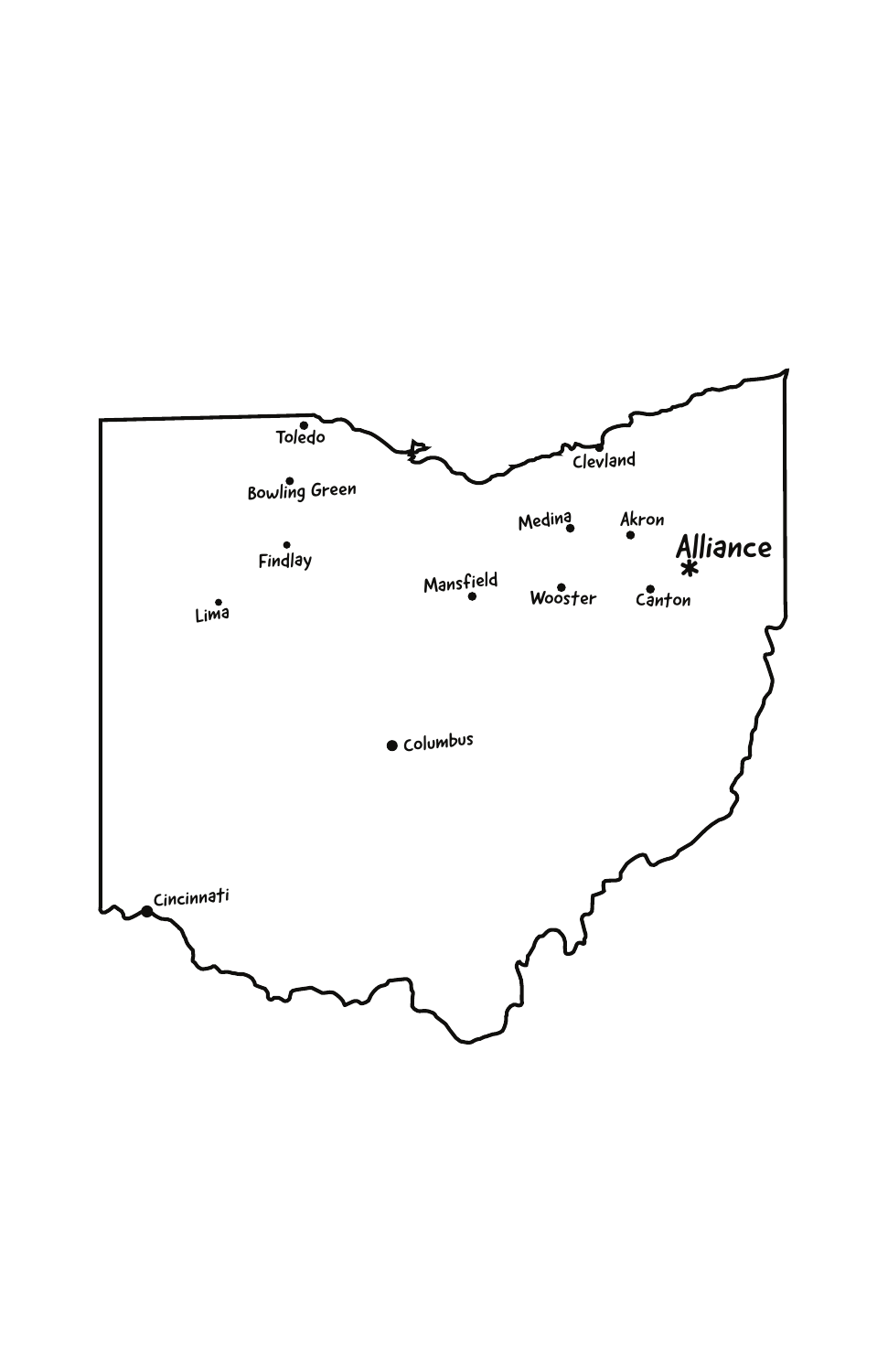Toledo

Bowling Green

Findlay

Lima

Mansfield

Medina

Clevland

Akron

Alliance

*

Wooster

Canton

Columbus

Cincinnati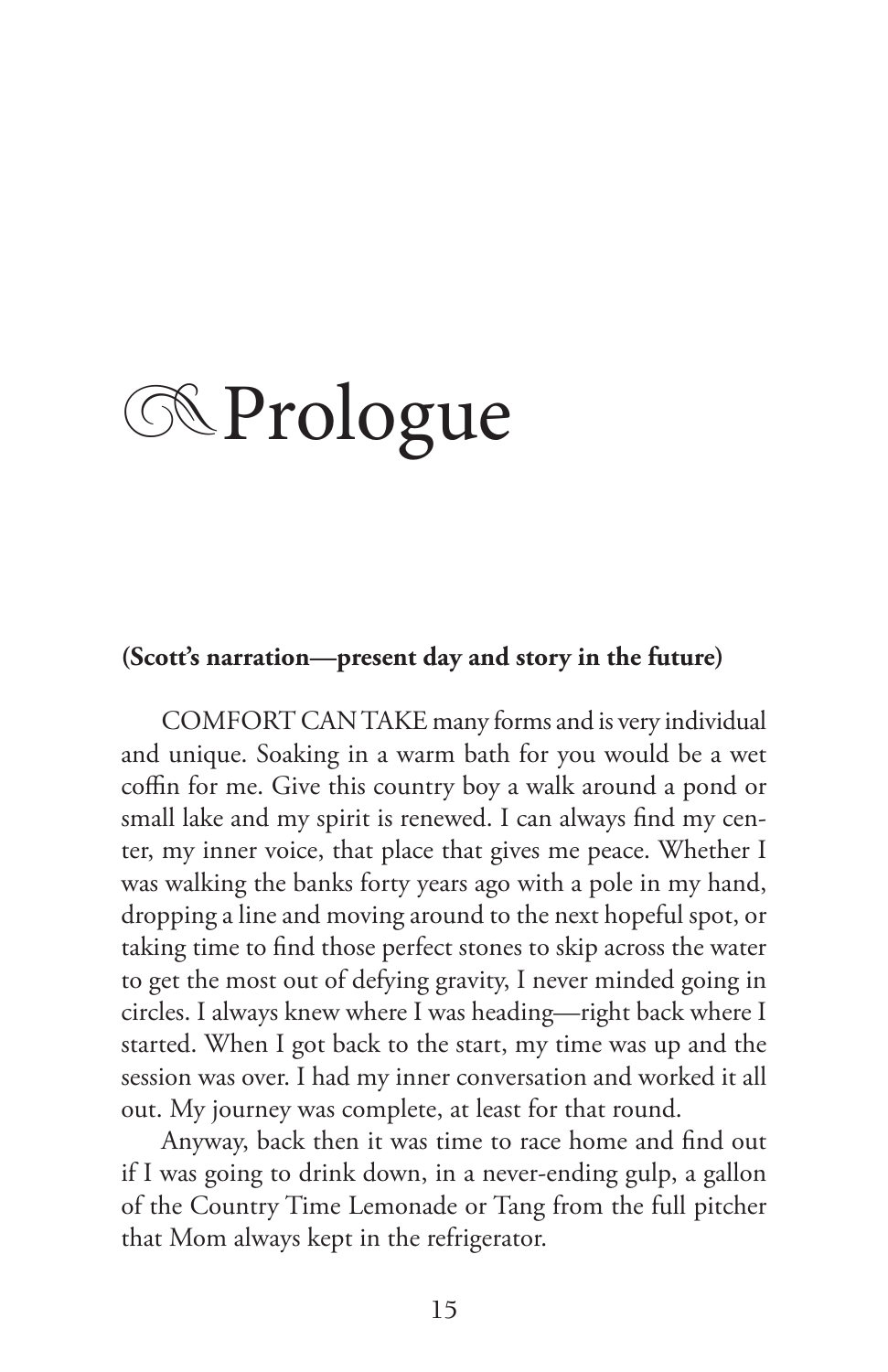# Prologue

**(Scott's narration—present day and story in the future)**

COMFORT CAN TAKE many forms and is very individual and unique. Soaking in a warm bath for you would be a wet coffin for me. Give this country boy a walk around a pond or small lake and my spirit is renewed. I can always find my center, my inner voice, that place that gives me peace. Whether I was walking the banks forty years ago with a pole in my hand, dropping a line and moving around to the next hopeful spot, or taking time to find those perfect stones to skip across the water to get the most out of defying gravity, I never minded going in circles. I always knew where I was heading—right back where I started. When I got back to the start, my time was up and the session was over. I had my inner conversation and worked it all out. My journey was complete, at least for that round.

Anyway, back then it was time to race home and find out if I was going to drink down, in a never-ending gulp, a gallon of the Country Time Lemonade or Tang from the full pitcher that Mom always kept in the refrigerator.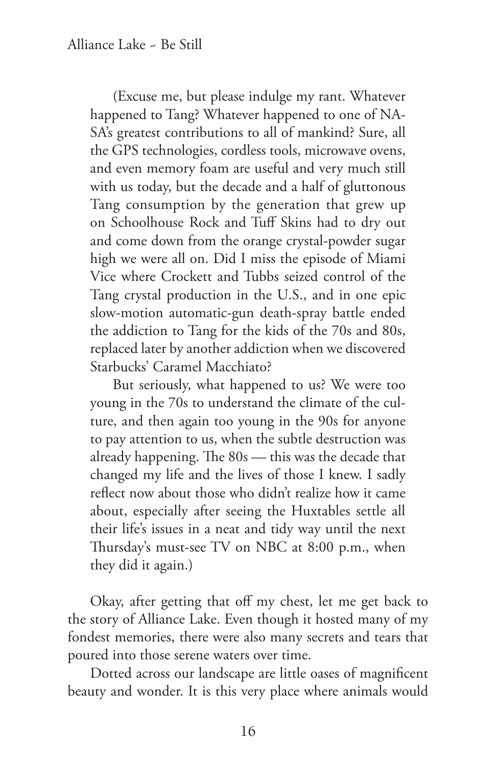(Excuse me, but please indulge my rant. Whatever happened to Tang? Whatever happened to one of NASA's greatest contributions to all of mankind? Sure, all the GPS technologies, cordless tools, microwave ovens, and even memory foam are useful and very much still with us today, but the decade and a half of gluttonous Tang consumption by the generation that grew up on Schoolhouse Rock and Tuff Skins had to dry out and come down from the orange crystal-powder sugar high we were all on. Did I miss the episode of Miami Vice where Crockett and Tubbs seized control of the Tang crystal production in the U.S., and in one epic slow-motion automatic-gun death-spray battle ended the addiction to Tang for the kids of the 70s and 80s, replaced later by another addiction when we discovered Starbucks' Caramel Macchiato?

But seriously, what happened to us? We were too young in the 70s to understand the climate of the culture, and then again too young in the 90s for anyone to pay attention to us, when the subtle destruction was already happening. The 80s — this was the decade that changed my life and the lives of those I knew. I sadly reflect now about those who didn't realize how it came about, especially after seeing the Huxtables settle all their life's issues in a neat and tidy way until the next Thursday's must-see TV on NBC at 8:00 p.m., when they did it again.)

Okay, after getting that off my chest, let me get back to the story of Alliance Lake. Even though it hosted many of my fondest memories, there were also many secrets and tears that poured into those serene waters over time.

Dotted across our landscape are little oases of magnificent beauty and wonder. It is this very place where animals would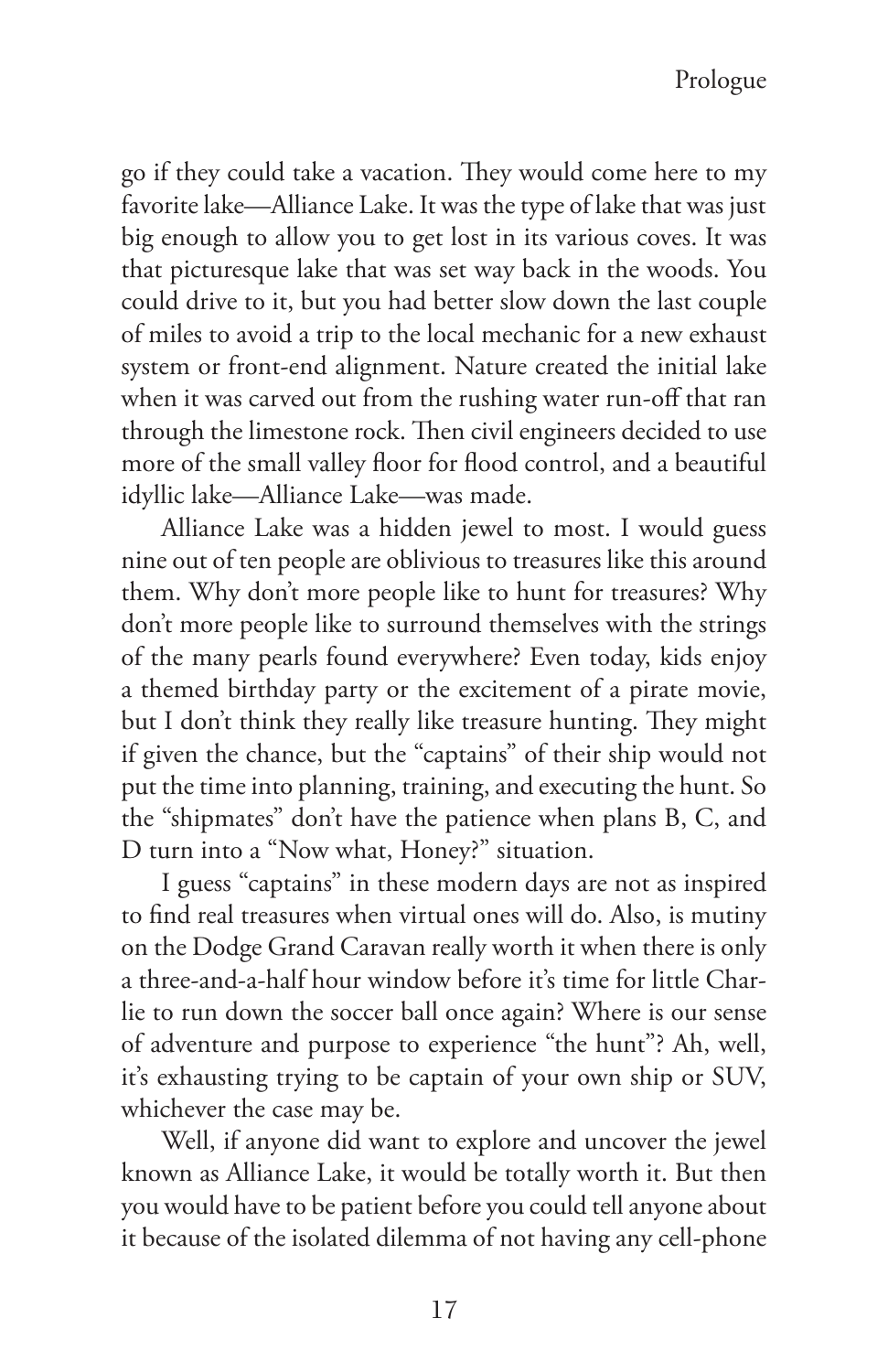go if they could take a vacation. They would come here to my favorite lake—Alliance Lake. It was the type of lake that was just big enough to allow you to get lost in its various coves. It was that picturesque lake that was set way back in the woods. You could drive to it, but you had better slow down the last couple of miles to avoid a trip to the local mechanic for a new exhaust system or front-end alignment. Nature created the initial lake when it was carved out from the rushing water run-off that ran through the limestone rock. Then civil engineers decided to use more of the small valley floor for flood control, and a beautiful idyllic lake—Alliance Lake—was made.

Alliance Lake was a hidden jewel to most. I would guess nine out of ten people are oblivious to treasures like this around them. Why don't more people like to hunt for treasures? Why don't more people like to surround themselves with the strings of the many pearls found everywhere? Even today, kids enjoy a themed birthday party or the excitement of a pirate movie, but I don't think they really like treasure hunting. They might if given the chance, but the "captains" of their ship would not put the time into planning, training, and executing the hunt. So the "shipmates" don't have the patience when plans B, C, and D turn into a "Now what, Honey?" situation.

I guess "captains" in these modern days are not as inspired to find real treasures when virtual ones will do. Also, is mutiny on the Dodge Grand Caravan really worth it when there is only a three-and-a-half hour window before it's time for little Charlie to run down the soccer ball once again? Where is our sense of adventure and purpose to experience "the hunt"? Ah, well, it's exhausting trying to be captain of your own ship or SUV, whichever the case may be.

Well, if anyone did want to explore and uncover the jewel known as Alliance Lake, it would be totally worth it. But then you would have to be patient before you could tell anyone about it because of the isolated dilemma of not having any cell-phone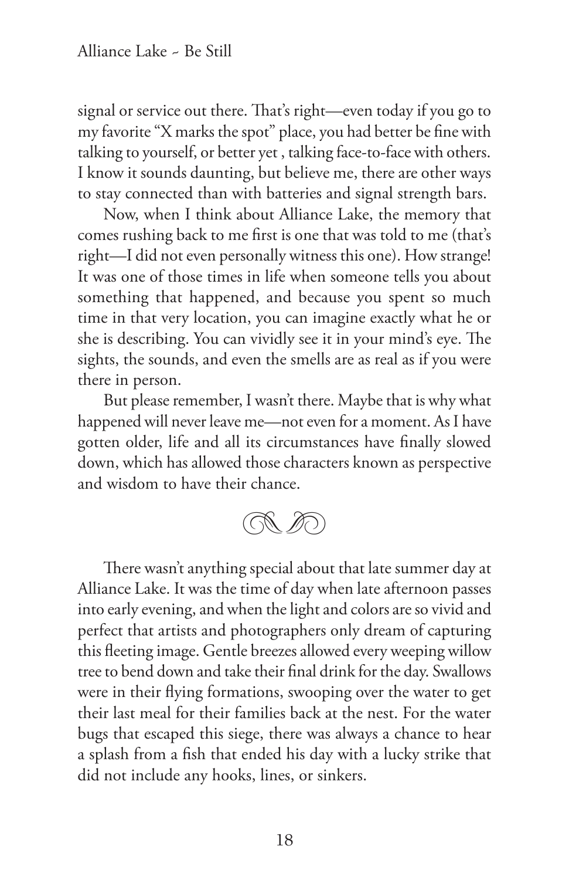signal or service out there. That's right—even today if you go to my favorite "X marks the spot" place, you had better be fine with talking to yourself, or better yet , talking face-to-face with others. I know it sounds daunting, but believe me, there are other ways to stay connected than with batteries and signal strength bars.

Now, when I think about Alliance Lake, the memory that comes rushing back to me first is one that was told to me (that's right—I did not even personally witness this one). How strange! It was one of those times in life when someone tells you about something that happened, and because you spent so much time in that very location, you can imagine exactly what he or she is describing. You can vividly see it in your mind's eye. The sights, the sounds, and even the smells are as real as if you were there in person.

But please remember, I wasn't there. Maybe that is why what happened will never leave me—not even for a moment. As I have gotten older, life and all its circumstances have finally slowed down, which has allowed those characters known as perspective and wisdom to have their chance.

There wasn't anything special about that late summer day at Alliance Lake. It was the time of day when late afternoon passes into early evening, and when the light and colors are so vivid and perfect that artists and photographers only dream of capturing this fleeting image. Gentle breezes allowed every weeping willow tree to bend down and take their final drink for the day. Swallows were in their flying formations, swooping over the water to get their last meal for their families back at the nest. For the water bugs that escaped this siege, there was always a chance to hear a splash from a fish that ended his day with a lucky strike that did not include any hooks, lines, or sinkers.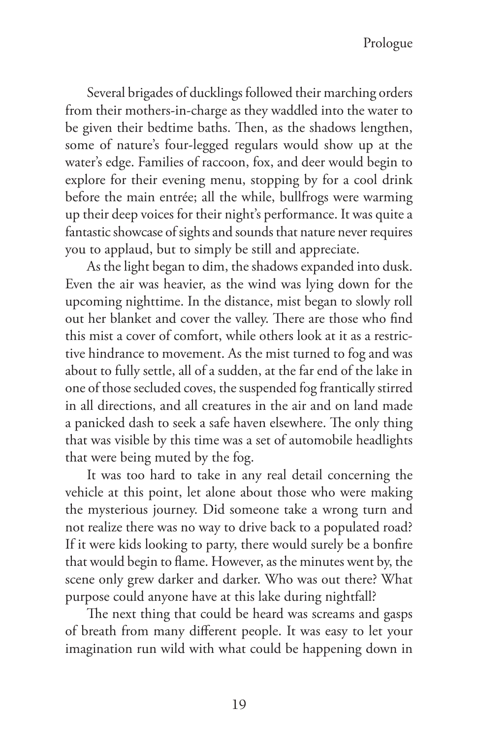Several brigades of ducklings followed their marching orders from their mothers-in-charge as they waddled into the water to be given their bedtime baths. Then, as the shadows lengthen, some of nature's four-legged regulars would show up at the water's edge. Families of raccoon, fox, and deer would begin to explore for their evening menu, stopping by for a cool drink before the main entrée; all the while, bullfrogs were warming up their deep voices for their night's performance. It was quite a fantastic showcase of sights and sounds that nature never requires you to applaud, but to simply be still and appreciate.

As the light began to dim, the shadows expanded into dusk. Even the air was heavier, as the wind was lying down for the upcoming nighttime. In the distance, mist began to slowly roll out her blanket and cover the valley. There are those who find this mist a cover of comfort, while others look at it as a restrictive hindrance to movement. As the mist turned to fog and was about to fully settle, all of a sudden, at the far end of the lake in one of those secluded coves, the suspended fog frantically stirred in all directions, and all creatures in the air and on land made a panicked dash to seek a safe haven elsewhere. The only thing that was visible by this time was a set of automobile headlights that were being muted by the fog.

It was too hard to take in any real detail concerning the vehicle at this point, let alone about those who were making the mysterious journey. Did someone take a wrong turn and not realize there was no way to drive back to a populated road? If it were kids looking to party, there would surely be a bonfire that would begin to flame. However, as the minutes went by, the scene only grew darker and darker. Who was out there? What purpose could anyone have at this lake during nightfall?

The next thing that could be heard was screams and gasps of breath from many different people. It was easy to let your imagination run wild with what could be happening down in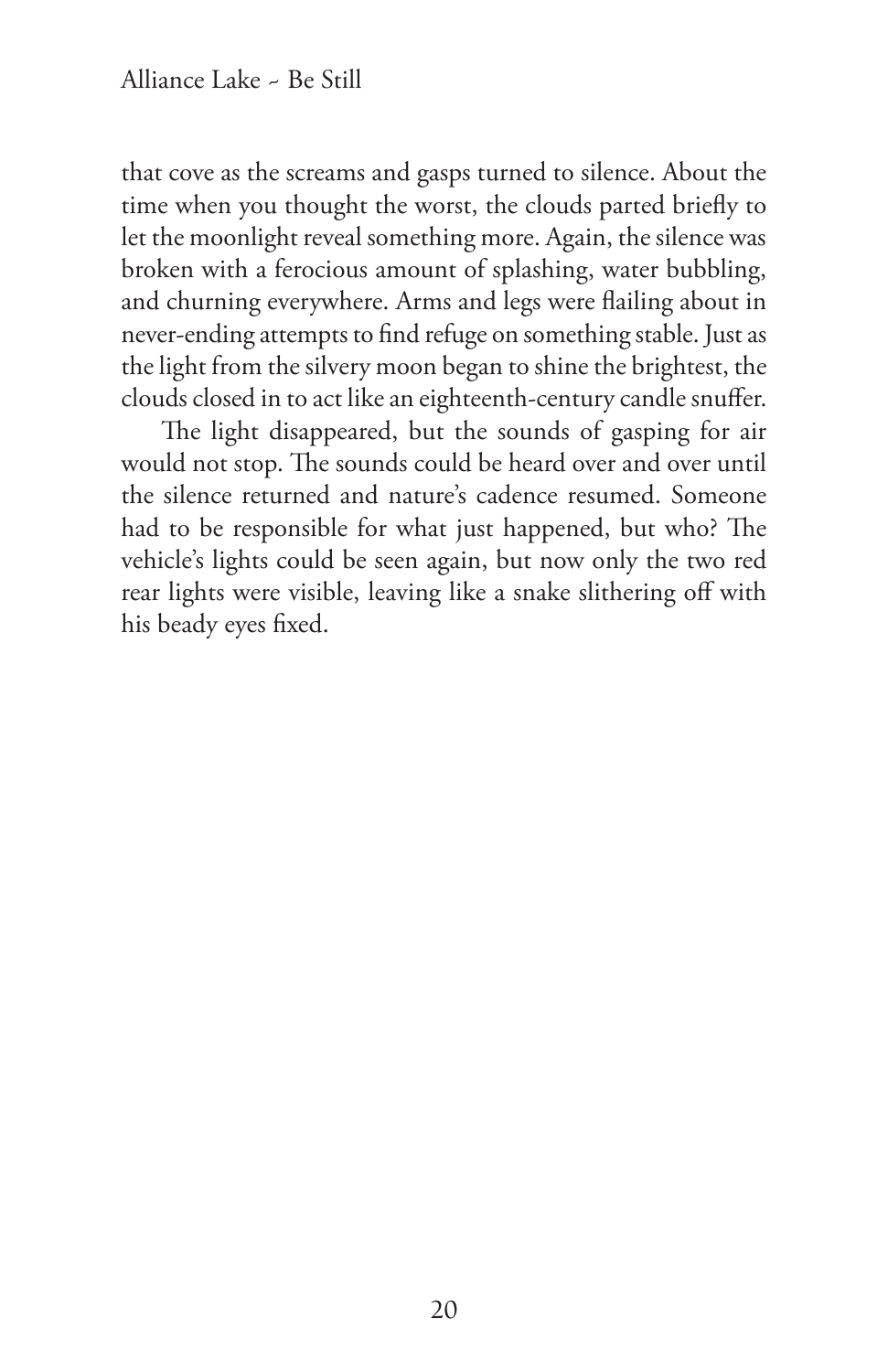that cove as the screams and gasps turned to silence. About the time when you thought the worst, the clouds parted briefly to let the moonlight reveal something more. Again, the silence was broken with a ferocious amount of splashing, water bubbling, and churning everywhere. Arms and legs were flailing about in never-ending attempts to find refuge on something stable. Just as the light from the silvery moon began to shine the brightest, the clouds closed in to act like an eighteenth-century candle snuffer.

The light disappeared, but the sounds of gasping for air would not stop. The sounds could be heard over and over until the silence returned and nature's cadence resumed. Someone had to be responsible for what just happened, but who? The vehicle's lights could be seen again, but now only the two red rear lights were visible, leaving like a snake slithering off with his beady eyes fixed.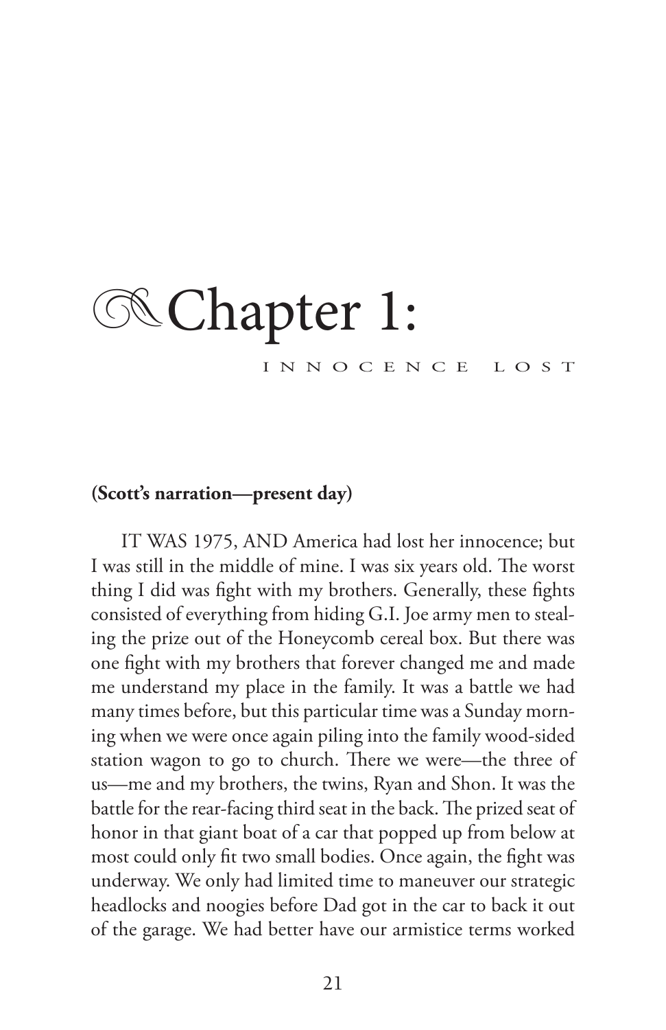# Chapter 1:

## INNOCENCE LOST

**(Scott's narration—present day)**

IT WAS 1975, AND America had lost her innocence; but I was still in the middle of mine. I was six years old. The worst thing I did was fight with my brothers. Generally, these fights consisted of everything from hiding G.I. Joe army men to stealing the prize out of the Honeycomb cereal box. But there was one fight with my brothers that forever changed me and made me understand my place in the family. It was a battle we had many times before, but this particular time was a Sunday morning when we were once again piling into the family wood-sided station wagon to go to church. There we were—the three of us—me and my brothers, the twins, Ryan and Shon. It was the battle for the rear-facing third seat in the back. The prized seat of honor in that giant boat of a car that popped up from below at most could only fit two small bodies. Once again, the fight was underway. We only had limited time to maneuver our strategic headlocks and noogies before Dad got in the car to back it out of the garage. We had better have our armistice terms worked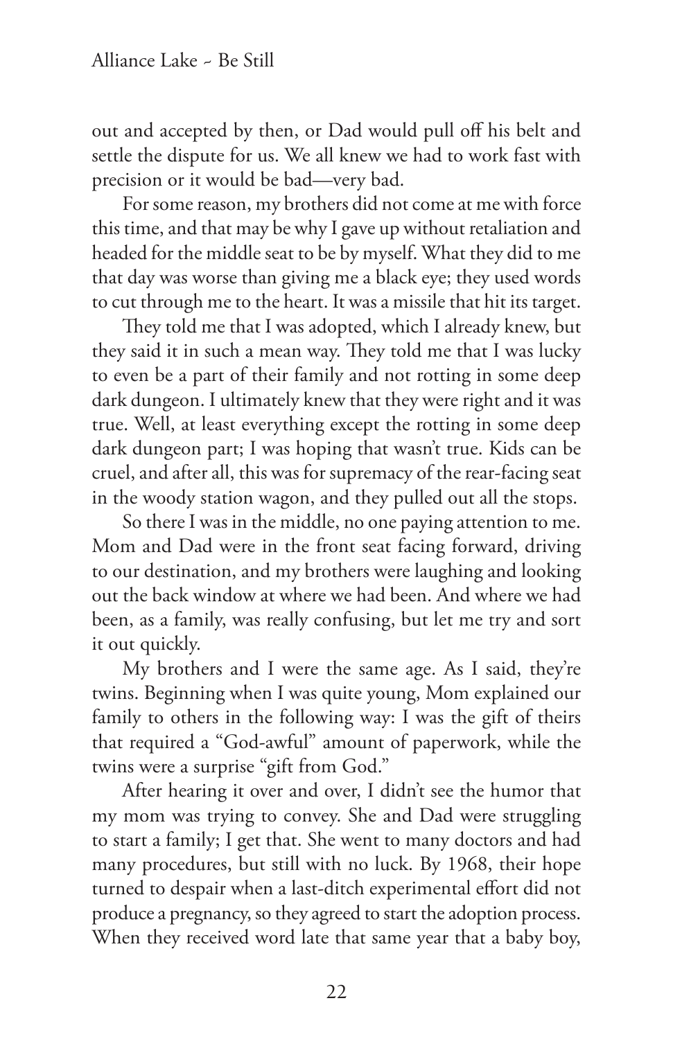out and accepted by then, or Dad would pull off his belt and settle the dispute for us. We all knew we had to work fast with precision or it would be bad—very bad.

For some reason, my brothers did not come at me with force this time, and that may be why I gave up without retaliation and headed for the middle seat to be by myself. What they did to me that day was worse than giving me a black eye; they used words to cut through me to the heart. It was a missile that hit its target.

They told me that I was adopted, which I already knew, but they said it in such a mean way. They told me that I was lucky to even be a part of their family and not rotting in some deep dark dungeon. I ultimately knew that they were right and it was true. Well, at least everything except the rotting in some deep dark dungeon part; I was hoping that wasn't true. Kids can be cruel, and after all, this was for supremacy of the rear-facing seat in the woody station wagon, and they pulled out all the stops.

So there I was in the middle, no one paying attention to me. Mom and Dad were in the front seat facing forward, driving to our destination, and my brothers were laughing and looking out the back window at where we had been. And where we had been, as a family, was really confusing, but let me try and sort it out quickly.

My brothers and I were the same age. As I said, they're twins. Beginning when I was quite young, Mom explained our family to others in the following way: I was the gift of theirs that required a "God-awful" amount of paperwork, while the twins were a surprise "gift from God."

After hearing it over and over, I didn't see the humor that my mom was trying to convey. She and Dad were struggling to start a family; I get that. She went to many doctors and had many procedures, but still with no luck. By 1968, their hope turned to despair when a last-ditch experimental effort did not produce a pregnancy, so they agreed to start the adoption process. When they received word late that same year that a baby boy,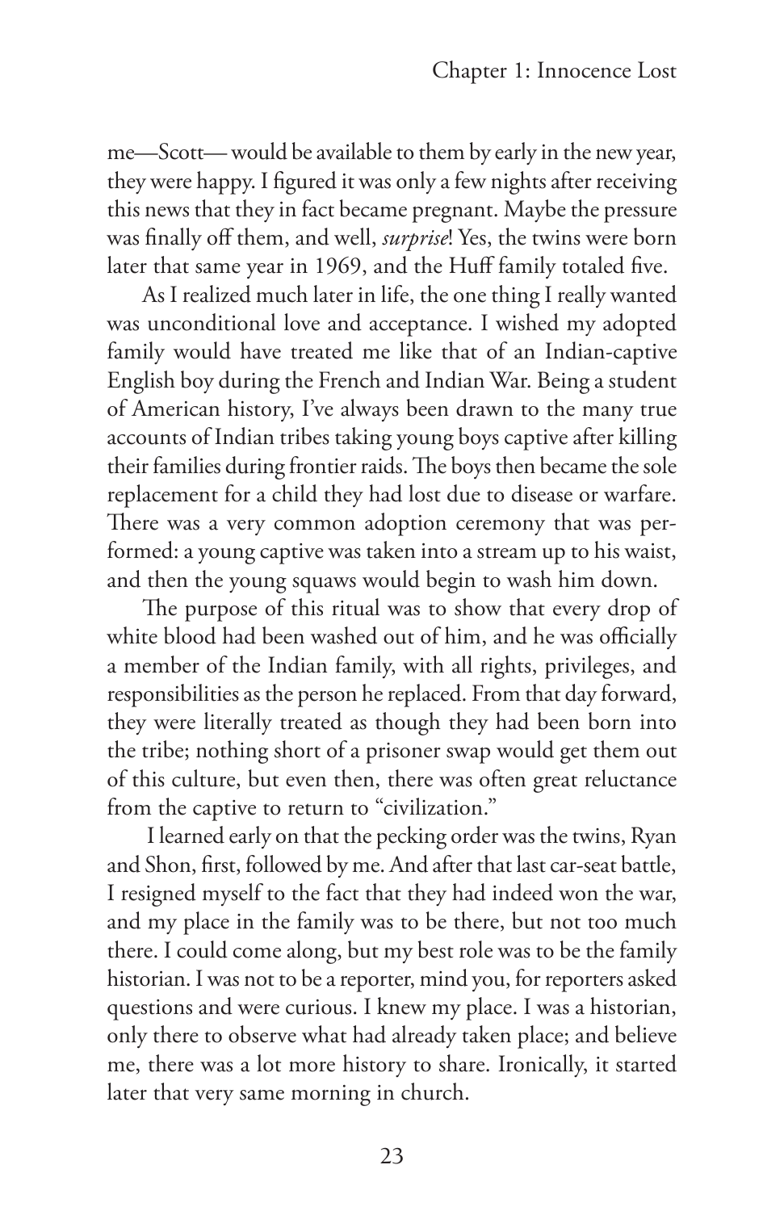me—Scott— would be available to them by early in the new year, they were happy. I figured it was only a few nights after receiving this news that they in fact became pregnant. Maybe the pressure was finally off them, and well, *surprise*! Yes, the twins were born later that same year in 1969, and the Huff family totaled five.

As I realized much later in life, the one thing I really wanted was unconditional love and acceptance. I wished my adopted family would have treated me like that of an Indian-captive English boy during the French and Indian War. Being a student of American history, I've always been drawn to the many true accounts of Indian tribes taking young boys captive after killing their families during frontier raids. The boys then became the sole replacement for a child they had lost due to disease or warfare. There was a very common adoption ceremony that was performed: a young captive was taken into a stream up to his waist, and then the young squaws would begin to wash him down.

The purpose of this ritual was to show that every drop of white blood had been washed out of him, and he was officially a member of the Indian family, with all rights, privileges, and responsibilities as the person he replaced. From that day forward, they were literally treated as though they had been born into the tribe; nothing short of a prisoner swap would get them out of this culture, but even then, there was often great reluctance from the captive to return to "civilization."

I learned early on that the pecking order was the twins, Ryan and Shon, first, followed by me. And after that last car-seat battle, I resigned myself to the fact that they had indeed won the war, and my place in the family was to be there, but not too much there. I could come along, but my best role was to be the family historian. I was not to be a reporter, mind you, for reporters asked questions and were curious. I knew my place. I was a historian, only there to observe what had already taken place; and believe me, there was a lot more history to share. Ironically, it started later that very same morning in church.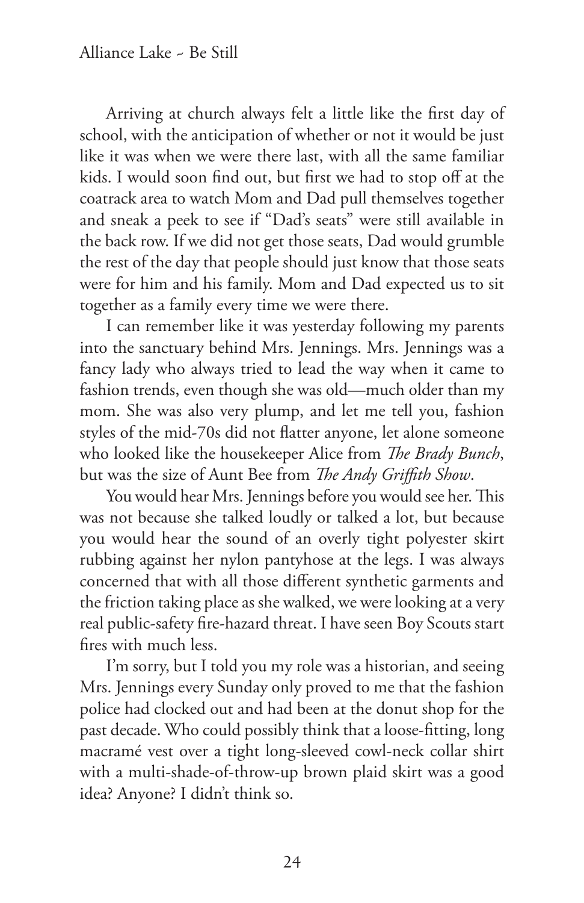Arriving at church always felt a little like the first day of school, with the anticipation of whether or not it would be just like it was when we were there last, with all the same familiar kids. I would soon find out, but first we had to stop off at the coatrack area to watch Mom and Dad pull themselves together and sneak a peek to see if "Dad's seats" were still available in the back row. If we did not get those seats, Dad would grumble the rest of the day that people should just know that those seats were for him and his family. Mom and Dad expected us to sit together as a family every time we were there.

I can remember like it was yesterday following my parents into the sanctuary behind Mrs. Jennings. Mrs. Jennings was a fancy lady who always tried to lead the way when it came to fashion trends, even though she was old—much older than my mom. She was also very plump, and let me tell you, fashion styles of the mid-70s did not flatter anyone, let alone someone who looked like the housekeeper Alice from *The Brady Bunch*, but was the size of Aunt Bee from *The Andy Griffith Show*.

You would hear Mrs. Jennings before you would see her. This was not because she talked loudly or talked a lot, but because you would hear the sound of an overly tight polyester skirt rubbing against her nylon pantyhose at the legs. I was always concerned that with all those different synthetic garments and the friction taking place as she walked, we were looking at a very real public-safety fire-hazard threat. I have seen Boy Scouts start fires with much less.

I'm sorry, but I told you my role was a historian, and seeing Mrs. Jennings every Sunday only proved to me that the fashion police had clocked out and had been at the donut shop for the past decade. Who could possibly think that a loose-fitting, long macramé vest over a tight long-sleeved cowl-neck collar shirt with a multi-shade-of-throw-up brown plaid skirt was a good idea? Anyone? I didn't think so.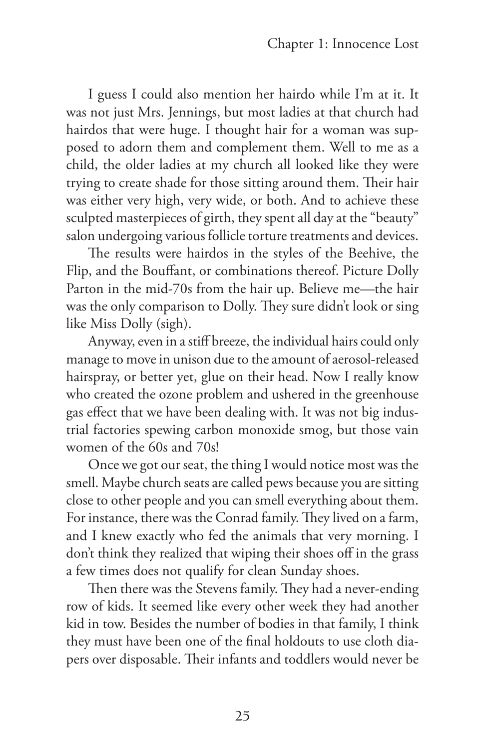I guess I could also mention her hairdo while I'm at it. It was not just Mrs. Jennings, but most ladies at that church had hairdos that were huge. I thought hair for a woman was supposed to adorn them and complement them. Well to me as a child, the older ladies at my church all looked like they were trying to create shade for those sitting around them. Their hair was either very high, very wide, or both. And to achieve these sculpted masterpieces of girth, they spent all day at the "beauty" salon undergoing various follicle torture treatments and devices.

The results were hairdos in the styles of the Beehive, the Flip, and the Bouffant, or combinations thereof. Picture Dolly Parton in the mid-70s from the hair up. Believe me—the hair was the only comparison to Dolly. They sure didn't look or sing like Miss Dolly (sigh).

Anyway, even in a stiff breeze, the individual hairs could only manage to move in unison due to the amount of aerosol-released hairspray, or better yet, glue on their head. Now I really know who created the ozone problem and ushered in the greenhouse gas effect that we have been dealing with. It was not big industrial factories spewing carbon monoxide smog, but those vain women of the 60s and 70s!

Once we got our seat, the thing I would notice most was the smell. Maybe church seats are called pews because you are sitting close to other people and you can smell everything about them. For instance, there was the Conrad family. They lived on a farm, and I knew exactly who fed the animals that very morning. I don't think they realized that wiping their shoes off in the grass a few times does not qualify for clean Sunday shoes.

Then there was the Stevens family. They had a never-ending row of kids. It seemed like every other week they had another kid in tow. Besides the number of bodies in that family, I think they must have been one of the final holdouts to use cloth diapers over disposable. Their infants and toddlers would never be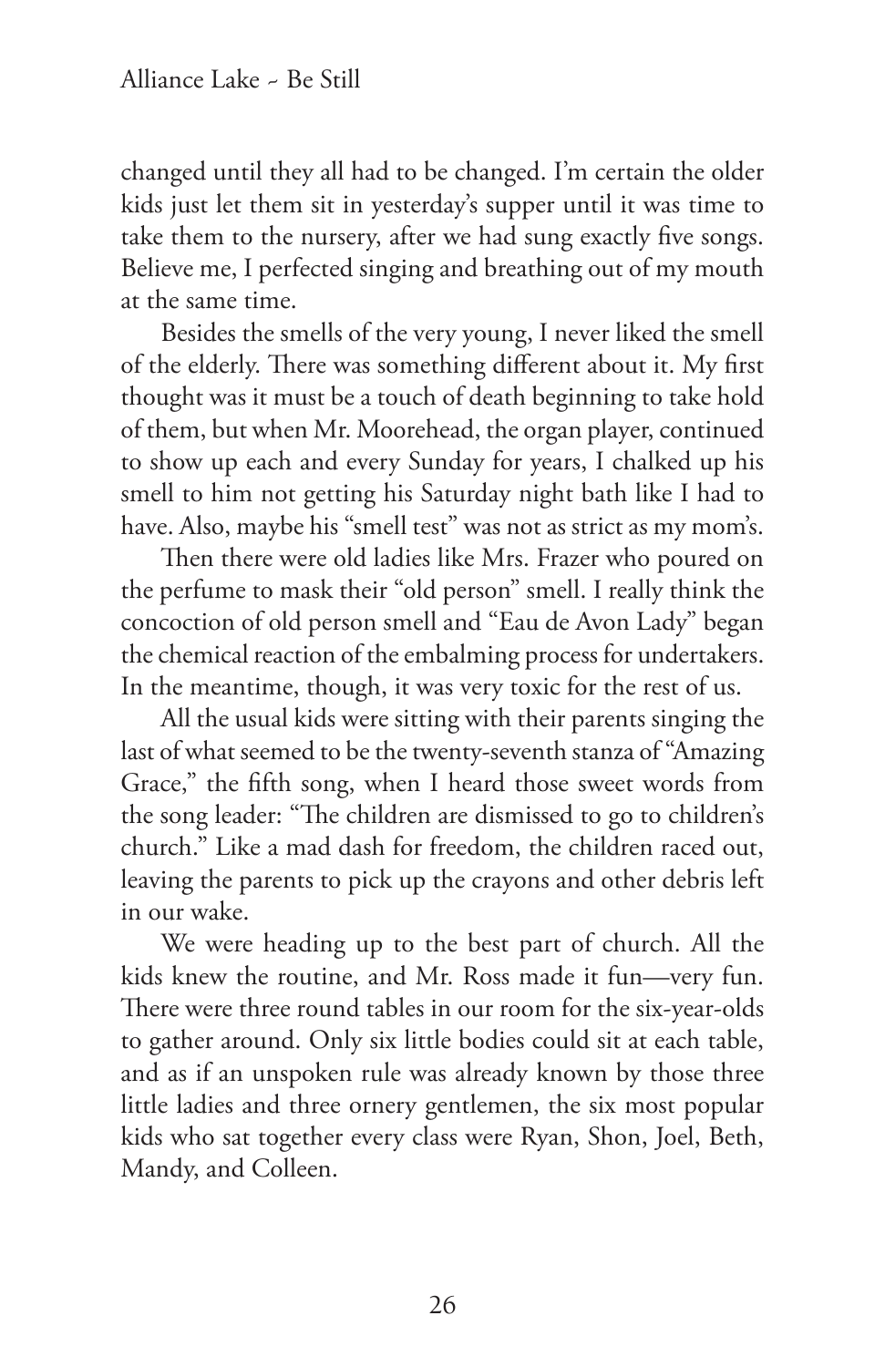changed until they all had to be changed. I'm certain the older kids just let them sit in yesterday's supper until it was time to take them to the nursery, after we had sung exactly five songs. Believe me, I perfected singing and breathing out of my mouth at the same time.

Besides the smells of the very young, I never liked the smell of the elderly. There was something different about it. My first thought was it must be a touch of death beginning to take hold of them, but when Mr. Moorehead, the organ player, continued to show up each and every Sunday for years, I chalked up his smell to him not getting his Saturday night bath like I had to have. Also, maybe his "smell test" was not as strict as my mom's.

Then there were old ladies like Mrs. Frazer who poured on the perfume to mask their "old person" smell. I really think the concoction of old person smell and "Eau de Avon Lady" began the chemical reaction of the embalming process for undertakers. In the meantime, though, it was very toxic for the rest of us.

All the usual kids were sitting with their parents singing the last of what seemed to be the twenty-seventh stanza of "Amazing Grace," the fifth song, when I heard those sweet words from the song leader: "The children are dismissed to go to children's church." Like a mad dash for freedom, the children raced out, leaving the parents to pick up the crayons and other debris left in our wake.

We were heading up to the best part of church. All the kids knew the routine, and Mr. Ross made it fun—very fun. There were three round tables in our room for the six-year-olds to gather around. Only six little bodies could sit at each table, and as if an unspoken rule was already known by those three little ladies and three ornery gentlemen, the six most popular kids who sat together every class were Ryan, Shon, Joel, Beth, Mandy, and Colleen.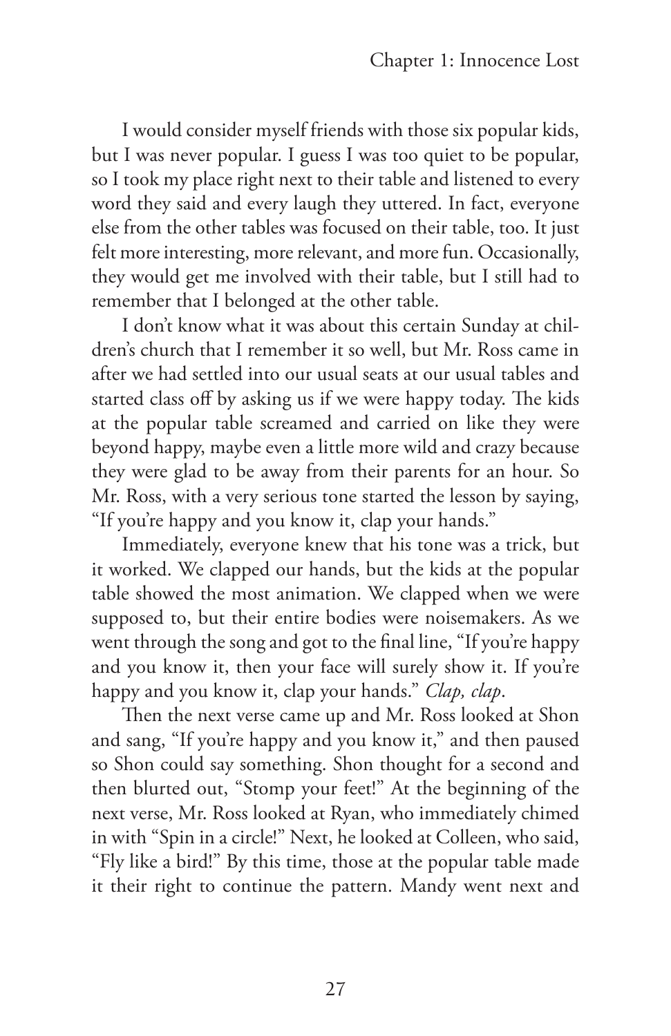I would consider myself friends with those six popular kids, but I was never popular. I guess I was too quiet to be popular, so I took my place right next to their table and listened to every word they said and every laugh they uttered. In fact, everyone else from the other tables was focused on their table, too. It just felt more interesting, more relevant, and more fun. Occasionally, they would get me involved with their table, but I still had to remember that I belonged at the other table.

I don't know what it was about this certain Sunday at children's church that I remember it so well, but Mr. Ross came in after we had settled into our usual seats at our usual tables and started class off by asking us if we were happy today. The kids at the popular table screamed and carried on like they were beyond happy, maybe even a little more wild and crazy because they were glad to be away from their parents for an hour. So Mr. Ross, with a very serious tone started the lesson by saying, "If you're happy and you know it, clap your hands."

Immediately, everyone knew that his tone was a trick, but it worked. We clapped our hands, but the kids at the popular table showed the most animation. We clapped when we were supposed to, but their entire bodies were noisemakers. As we went through the song and got to the final line, "If you're happy and you know it, then your face will surely show it. If you're happy and you know it, clap your hands." *Clap, clap*.

Then the next verse came up and Mr. Ross looked at Shon and sang, "If you're happy and you know it," and then paused so Shon could say something. Shon thought for a second and then blurted out, "Stomp your feet!" At the beginning of the next verse, Mr. Ross looked at Ryan, who immediately chimed in with "Spin in a circle!" Next, he looked at Colleen, who said, "Fly like a bird!" By this time, those at the popular table made it their right to continue the pattern. Mandy went next and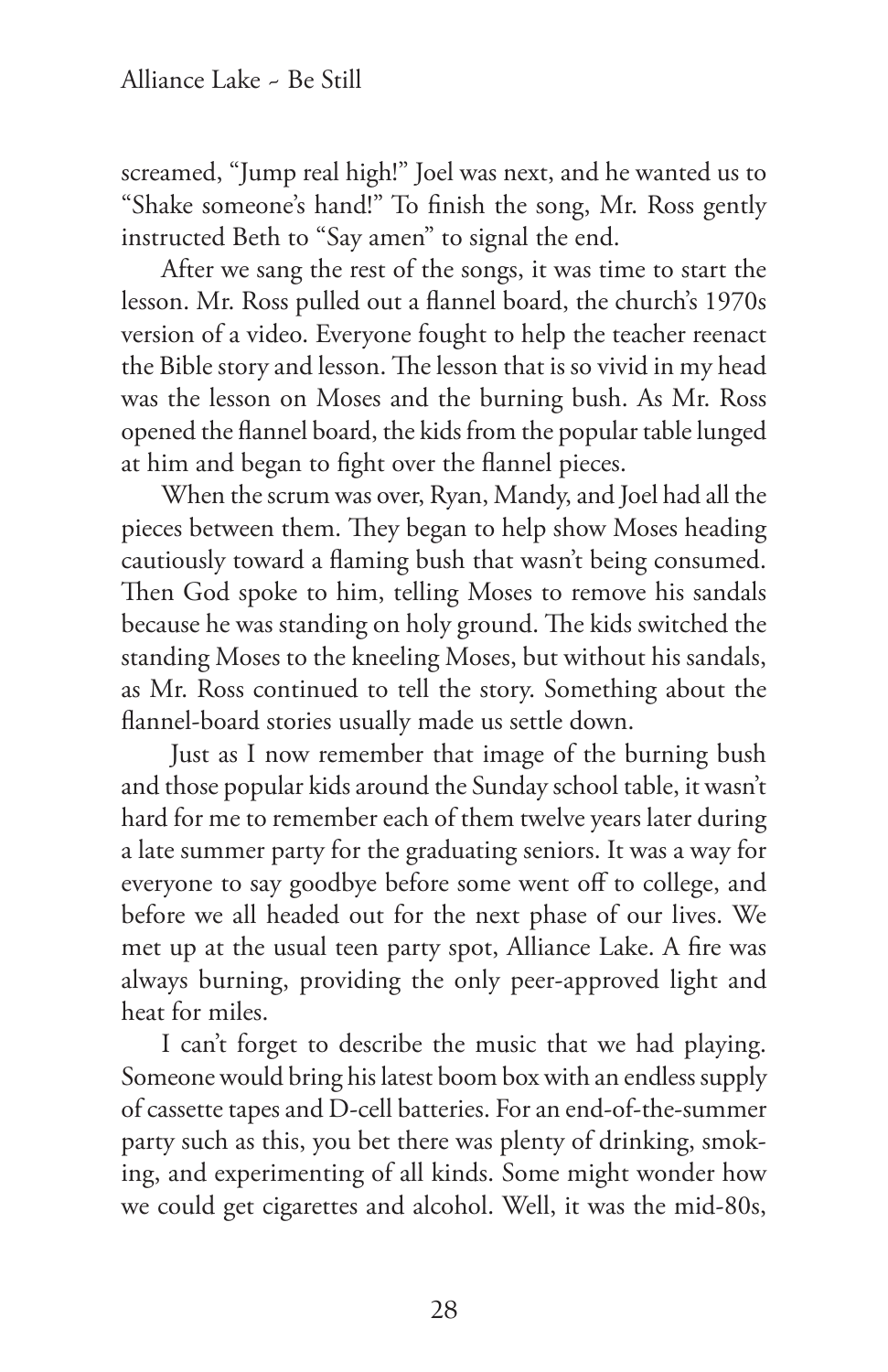screamed, "Jump real high!" Joel was next, and he wanted us to "Shake someone's hand!" To finish the song, Mr. Ross gently instructed Beth to "Say amen" to signal the end.

After we sang the rest of the songs, it was time to start the lesson. Mr. Ross pulled out a flannel board, the church's 1970s version of a video. Everyone fought to help the teacher reenact the Bible story and lesson. The lesson that is so vivid in my head was the lesson on Moses and the burning bush. As Mr. Ross opened the flannel board, the kids from the popular table lunged at him and began to fight over the flannel pieces.

When the scrum was over, Ryan, Mandy, and Joel had all the pieces between them. They began to help show Moses heading cautiously toward a flaming bush that wasn't being consumed. Then God spoke to him, telling Moses to remove his sandals because he was standing on holy ground. The kids switched the standing Moses to the kneeling Moses, but without his sandals, as Mr. Ross continued to tell the story. Something about the flannel-board stories usually made us settle down.

Just as I now remember that image of the burning bush and those popular kids around the Sunday school table, it wasn't hard for me to remember each of them twelve years later during a late summer party for the graduating seniors. It was a way for everyone to say goodbye before some went off to college, and before we all headed out for the next phase of our lives. We met up at the usual teen party spot, Alliance Lake. A fire was always burning, providing the only peer-approved light and heat for miles.

I can't forget to describe the music that we had playing. Someone would bring his latest boom box with an endless supply of cassette tapes and D-cell batteries. For an end-of-the-summer party such as this, you bet there was plenty of drinking, smoking, and experimenting of all kinds. Some might wonder how we could get cigarettes and alcohol. Well, it was the mid-80s,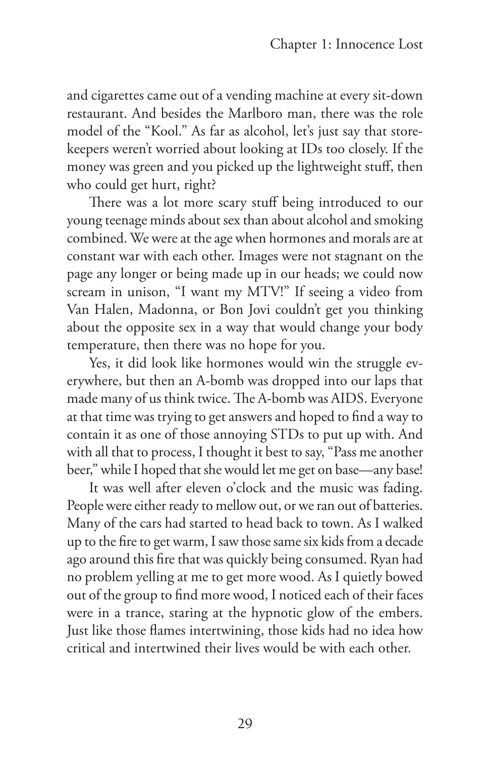and cigarettes came out of a vending machine at every sit-down restaurant. And besides the Marlboro man, there was the role model of the "Kool." As far as alcohol, let's just say that storekeepers weren't worried about looking at IDs too closely. If the money was green and you picked up the lightweight stuff, then who could get hurt, right?

There was a lot more scary stuff being introduced to our young teenage minds about sex than about alcohol and smoking combined. We were at the age when hormones and morals are at constant war with each other. Images were not stagnant on the page any longer or being made up in our heads; we could now scream in unison, "I want my MTV!" If seeing a video from Van Halen, Madonna, or Bon Jovi couldn't get you thinking about the opposite sex in a way that would change your body temperature, then there was no hope for you.

Yes, it did look like hormones would win the struggle everywhere, but then an A-bomb was dropped into our laps that made many of us think twice. The A-bomb was AIDS. Everyone at that time was trying to get answers and hoped to find a way to contain it as one of those annoying STDs to put up with. And with all that to process, I thought it best to say, "Pass me another beer," while I hoped that she would let me get on base—any base!

It was well after eleven o'clock and the music was fading. People were either ready to mellow out, or we ran out of batteries. Many of the cars had started to head back to town. As I walked up to the fire to get warm, I saw those same six kids from a decade ago around this fire that was quickly being consumed. Ryan had no problem yelling at me to get more wood. As I quietly bowed out of the group to find more wood, I noticed each of their faces were in a trance, staring at the hypnotic glow of the embers. Just like those flames intertwining, those kids had no idea how critical and intertwined their lives would be with each other.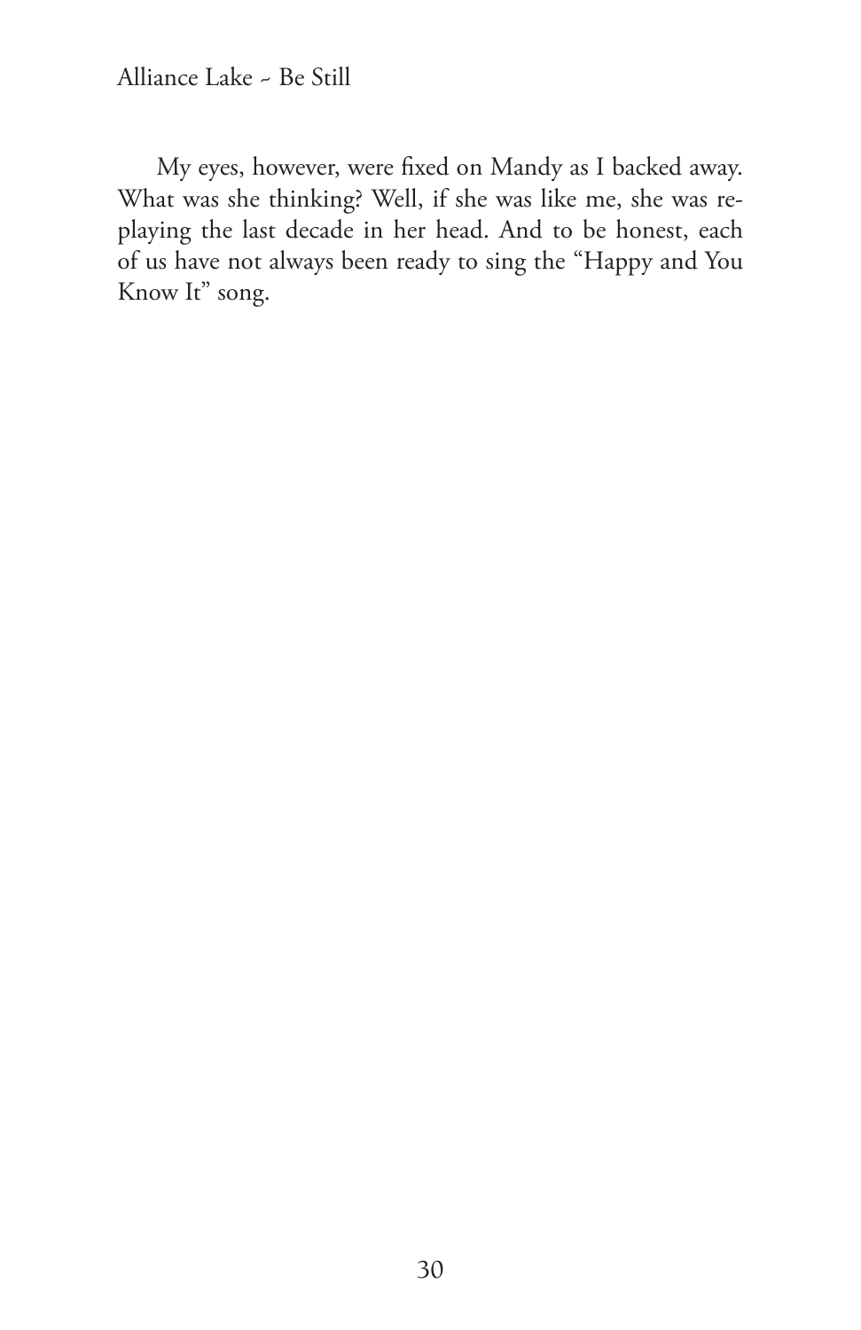My eyes, however, were fixed on Mandy as I backed away. What was she thinking? Well, if she was like me, she was replaying the last decade in her head. And to be honest, each of us have not always been ready to sing the "Happy and You Know It" song.